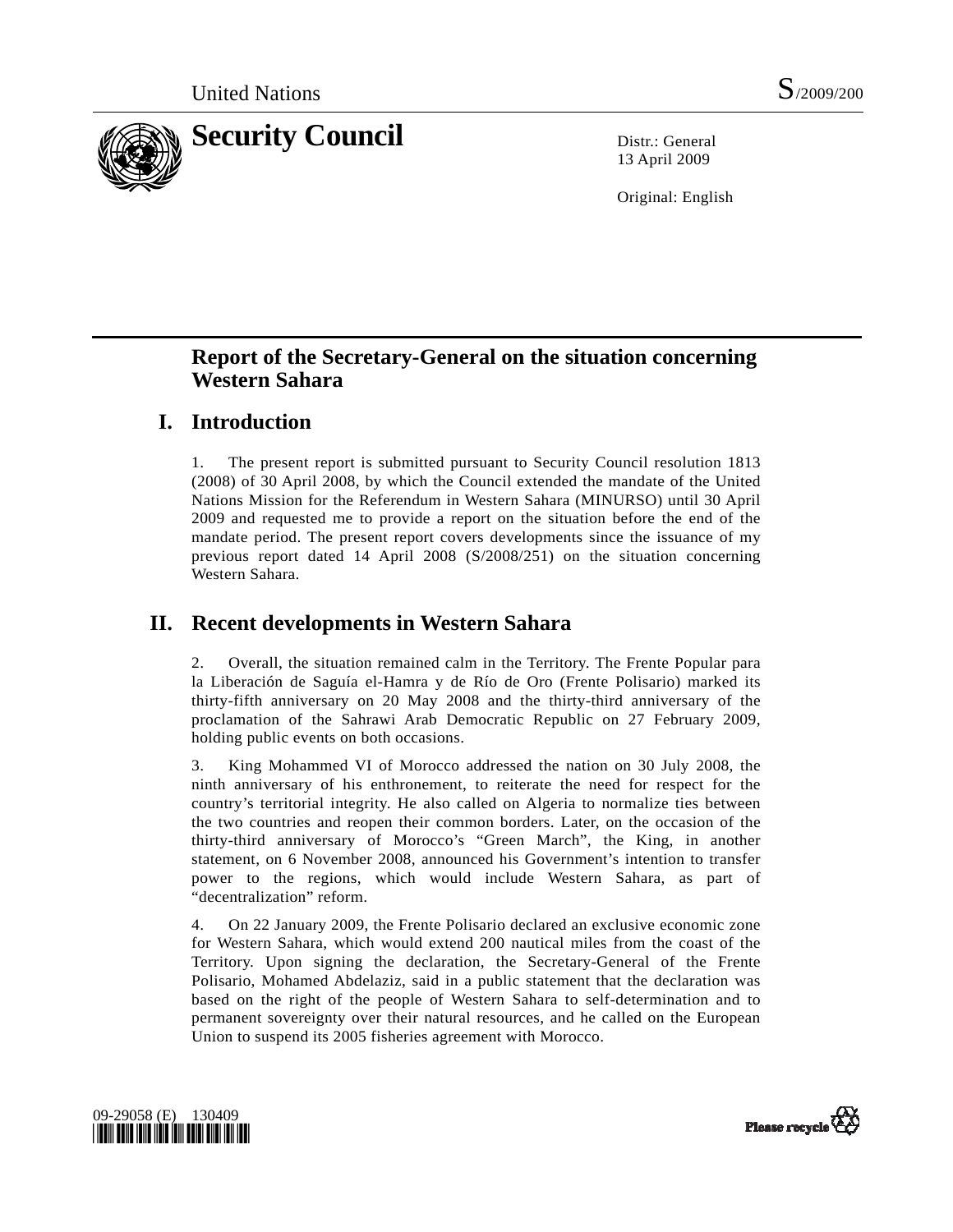United Nations S/2009/200

# Security Council

Distr.: General
13 April 2009

Original: English

## Report of the Secretary-General on the situation concerning Western Sahara

## I. Introduction

1. The present report is submitted pursuant to Security Council resolution 1813 (2008) of 30 April 2008, by which the Council extended the mandate of the United Nations Mission for the Referendum in Western Sahara (MINURSO) until 30 April 2009 and requested me to provide a report on the situation before the end of the mandate period. The present report covers developments since the issuance of my previous report dated 14 April 2008 (S/2008/251) on the situation concerning Western Sahara.

## II. Recent developments in Western Sahara

2. Overall, the situation remained calm in the Territory. The Frente Popular para la Liberación de Saguía el-Hamra y de Río de Oro (Frente Polisario) marked its thirty-fifth anniversary on 20 May 2008 and the thirty-third anniversary of the proclamation of the Sahrawi Arab Democratic Republic on 27 February 2009, holding public events on both occasions.

3. King Mohammed VI of Morocco addressed the nation on 30 July 2008, the ninth anniversary of his enthronement, to reiterate the need for respect for the country's territorial integrity. He also called on Algeria to normalize ties between the two countries and reopen their common borders. Later, on the occasion of the thirty-third anniversary of Morocco's "Green March", the King, in another statement, on 6 November 2008, announced his Government's intention to transfer power to the regions, which would include Western Sahara, as part of "decentralization" reform.

4. On 22 January 2009, the Frente Polisario declared an exclusive economic zone for Western Sahara, which would extend 200 nautical miles from the coast of the Territory. Upon signing the declaration, the Secretary-General of the Frente Polisario, Mohamed Abdelaziz, said in a public statement that the declaration was based on the right of the people of Western Sahara to self-determination and to permanent sovereignty over their natural resources, and he called on the European Union to suspend its 2005 fisheries agreement with Morocco.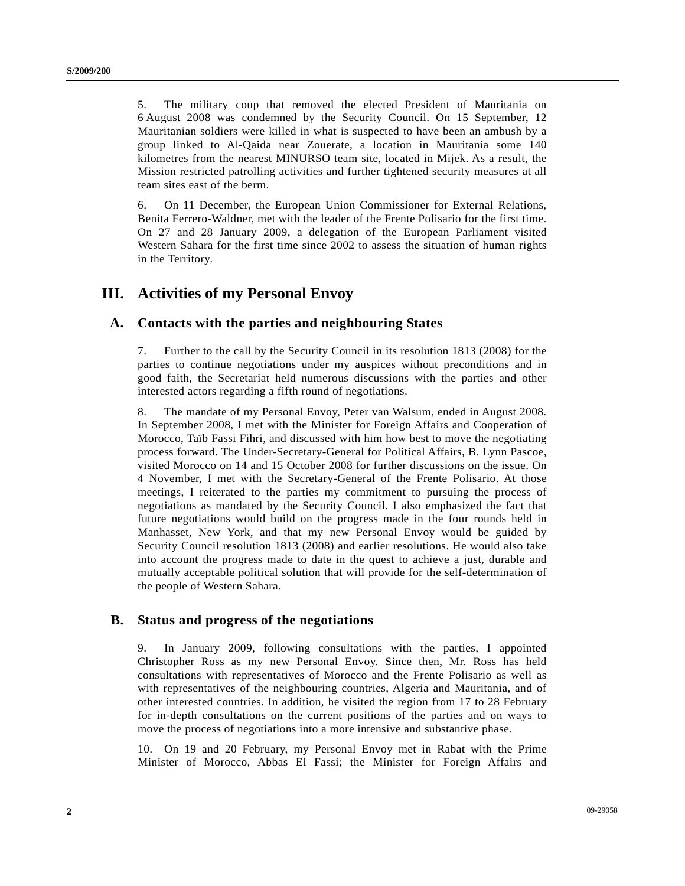5. The military coup that removed the elected President of Mauritania on 6 August 2008 was condemned by the Security Council. On 15 September, 12 Mauritanian soldiers were killed in what is suspected to have been an ambush by a group linked to Al-Qaida near Zouerate, a location in Mauritania some 140 kilometres from the nearest MINURSO team site, located in Mijek. As a result, the Mission restricted patrolling activities and further tightened security measures at all team sites east of the berm.

6. On 11 December, the European Union Commissioner for External Relations, Benita Ferrero-Waldner, met with the leader of the Frente Polisario for the first time. On 27 and 28 January 2009, a delegation of the European Parliament visited Western Sahara for the first time since 2002 to assess the situation of human rights in the Territory.

# III. Activities of my Personal Envoy

## A. Contacts with the parties and neighbouring States

7. Further to the call by the Security Council in its resolution 1813 (2008) for the parties to continue negotiations under my auspices without preconditions and in good faith, the Secretariat held numerous discussions with the parties and other interested actors regarding a fifth round of negotiations.

8. The mandate of my Personal Envoy, Peter van Walsum, ended in August 2008. In September 2008, I met with the Minister for Foreign Affairs and Cooperation of Morocco, Taïb Fassi Fihri, and discussed with him how best to move the negotiating process forward. The Under-Secretary-General for Political Affairs, B. Lynn Pascoe, visited Morocco on 14 and 15 October 2008 for further discussions on the issue. On 4 November, I met with the Secretary-General of the Frente Polisario. At those meetings, I reiterated to the parties my commitment to pursuing the process of negotiations as mandated by the Security Council. I also emphasized the fact that future negotiations would build on the progress made in the four rounds held in Manhasset, New York, and that my new Personal Envoy would be guided by Security Council resolution 1813 (2008) and earlier resolutions. He would also take into account the progress made to date in the quest to achieve a just, durable and mutually acceptable political solution that will provide for the self-determination of the people of Western Sahara.

## B. Status and progress of the negotiations

9. In January 2009, following consultations with the parties, I appointed Christopher Ross as my new Personal Envoy. Since then, Mr. Ross has held consultations with representatives of Morocco and the Frente Polisario as well as with representatives of the neighbouring countries, Algeria and Mauritania, and of other interested countries. In addition, he visited the region from 17 to 28 February for in-depth consultations on the current positions of the parties and on ways to move the process of negotiations into a more intensive and substantive phase.

10. On 19 and 20 February, my Personal Envoy met in Rabat with the Prime Minister of Morocco, Abbas El Fassi; the Minister for Foreign Affairs and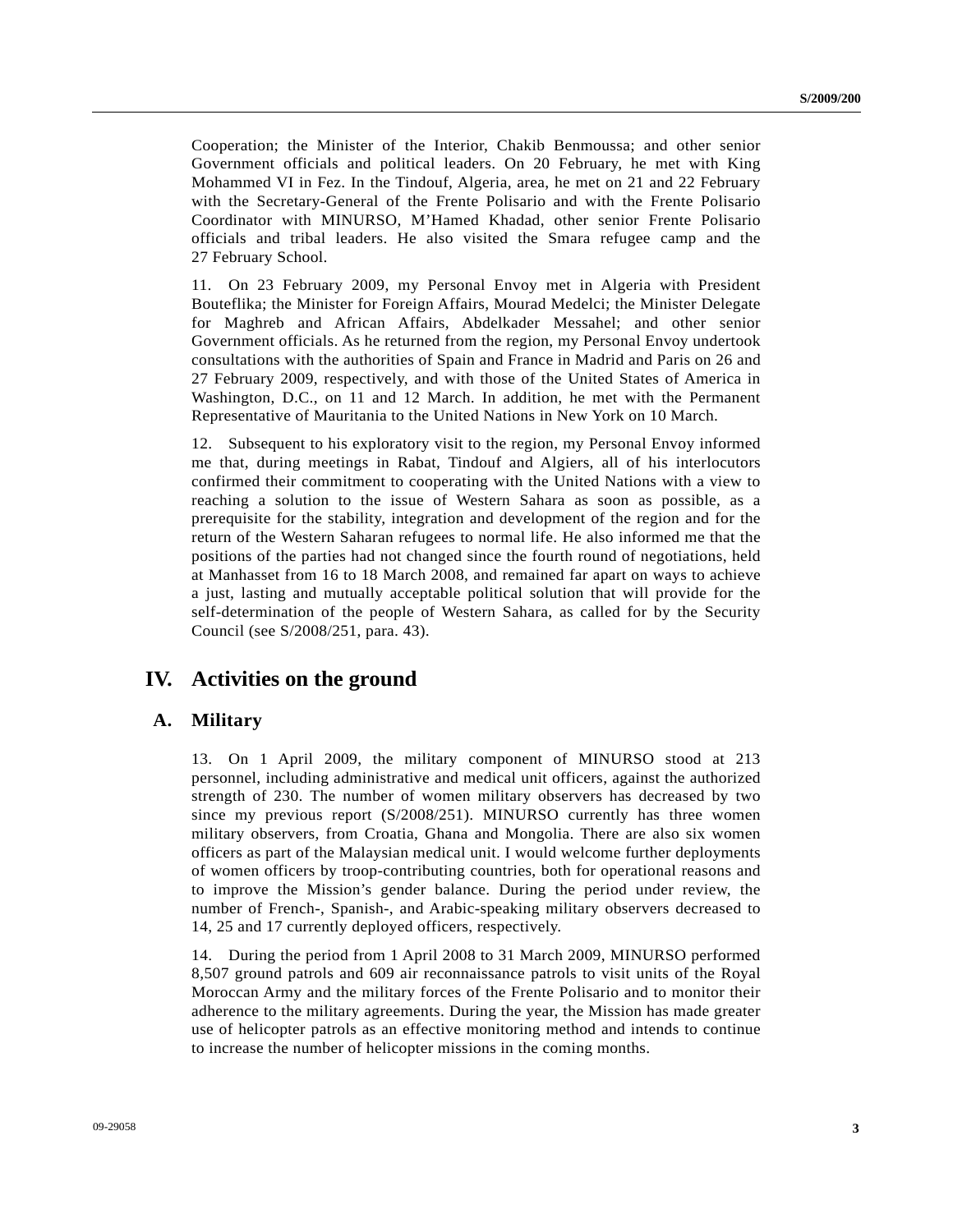Cooperation; the Minister of the Interior, Chakib Benmoussa; and other senior Government officials and political leaders. On 20 February, he met with King Mohammed VI in Fez. In the Tindouf, Algeria, area, he met on 21 and 22 February with the Secretary-General of the Frente Polisario and with the Frente Polisario Coordinator with MINURSO, M'Hamed Khadad, other senior Frente Polisario officials and tribal leaders. He also visited the Smara refugee camp and the 27 February School.

11. On 23 February 2009, my Personal Envoy met in Algeria with President Bouteflika; the Minister for Foreign Affairs, Mourad Medelci; the Minister Delegate for Maghreb and African Affairs, Abdelkader Messahel; and other senior Government officials. As he returned from the region, my Personal Envoy undertook consultations with the authorities of Spain and France in Madrid and Paris on 26 and 27 February 2009, respectively, and with those of the United States of America in Washington, D.C., on 11 and 12 March. In addition, he met with the Permanent Representative of Mauritania to the United Nations in New York on 10 March.

12. Subsequent to his exploratory visit to the region, my Personal Envoy informed me that, during meetings in Rabat, Tindouf and Algiers, all of his interlocutors confirmed their commitment to cooperating with the United Nations with a view to reaching a solution to the issue of Western Sahara as soon as possible, as a prerequisite for the stability, integration and development of the region and for the return of the Western Saharan refugees to normal life. He also informed me that the positions of the parties had not changed since the fourth round of negotiations, held at Manhasset from 16 to 18 March 2008, and remained far apart on ways to achieve a just, lasting and mutually acceptable political solution that will provide for the self-determination of the people of Western Sahara, as called for by the Security Council (see S/2008/251, para. 43).

# IV. Activities on the ground

## A. Military

13. On 1 April 2009, the military component of MINURSO stood at 213 personnel, including administrative and medical unit officers, against the authorized strength of 230. The number of women military observers has decreased by two since my previous report (S/2008/251). MINURSO currently has three women military observers, from Croatia, Ghana and Mongolia. There are also six women officers as part of the Malaysian medical unit. I would welcome further deployments of women officers by troop-contributing countries, both for operational reasons and to improve the Mission's gender balance. During the period under review, the number of French-, Spanish-, and Arabic-speaking military observers decreased to 14, 25 and 17 currently deployed officers, respectively.

14. During the period from 1 April 2008 to 31 March 2009, MINURSO performed 8,507 ground patrols and 609 air reconnaissance patrols to visit units of the Royal Moroccan Army and the military forces of the Frente Polisario and to monitor their adherence to the military agreements. During the year, the Mission has made greater use of helicopter patrols as an effective monitoring method and intends to continue to increase the number of helicopter missions in the coming months.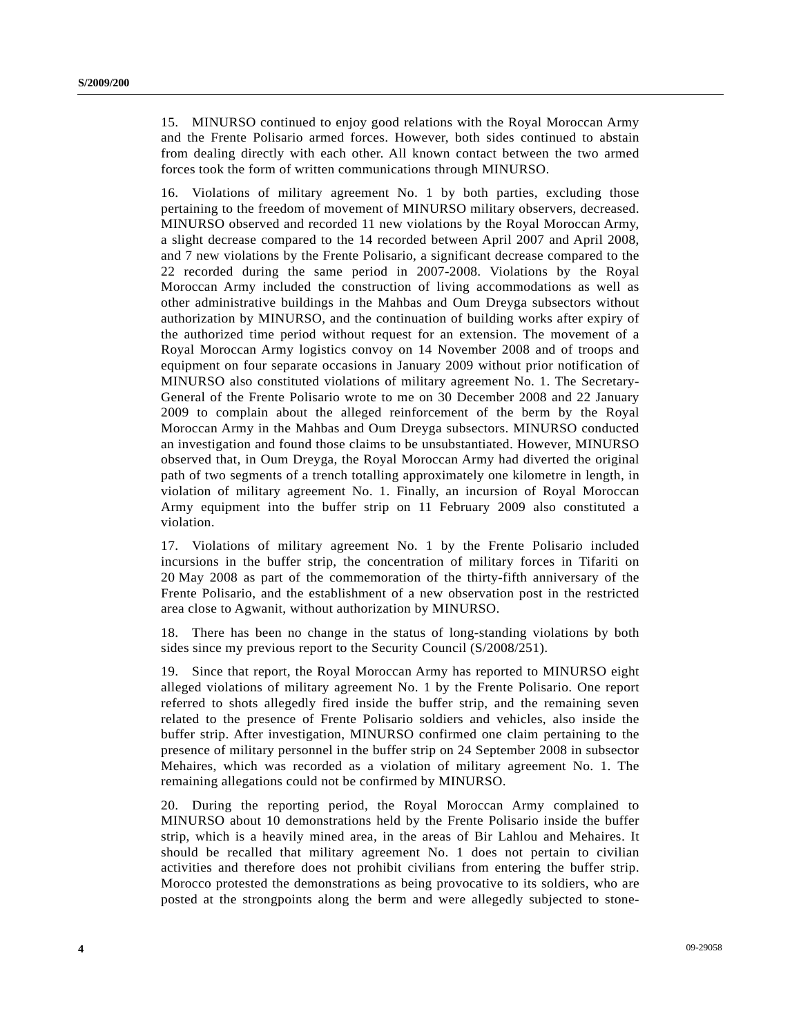15. MINURSO continued to enjoy good relations with the Royal Moroccan Army and the Frente Polisario armed forces. However, both sides continued to abstain from dealing directly with each other. All known contact between the two armed forces took the form of written communications through MINURSO.

16. Violations of military agreement No. 1 by both parties, excluding those pertaining to the freedom of movement of MINURSO military observers, decreased. MINURSO observed and recorded 11 new violations by the Royal Moroccan Army, a slight decrease compared to the 14 recorded between April 2007 and April 2008, and 7 new violations by the Frente Polisario, a significant decrease compared to the 22 recorded during the same period in 2007-2008. Violations by the Royal Moroccan Army included the construction of living accommodations as well as other administrative buildings in the Mahbas and Oum Dreyga subsectors without authorization by MINURSO, and the continuation of building works after expiry of the authorized time period without request for an extension. The movement of a Royal Moroccan Army logistics convoy on 14 November 2008 and of troops and equipment on four separate occasions in January 2009 without prior notification of MINURSO also constituted violations of military agreement No. 1. The Secretary-General of the Frente Polisario wrote to me on 30 December 2008 and 22 January 2009 to complain about the alleged reinforcement of the berm by the Royal Moroccan Army in the Mahbas and Oum Dreyga subsectors. MINURSO conducted an investigation and found those claims to be unsubstantiated. However, MINURSO observed that, in Oum Dreyga, the Royal Moroccan Army had diverted the original path of two segments of a trench totalling approximately one kilometre in length, in violation of military agreement No. 1. Finally, an incursion of Royal Moroccan Army equipment into the buffer strip on 11 February 2009 also constituted a violation.

17. Violations of military agreement No. 1 by the Frente Polisario included incursions in the buffer strip, the concentration of military forces in Tifariti on 20 May 2008 as part of the commemoration of the thirty-fifth anniversary of the Frente Polisario, and the establishment of a new observation post in the restricted area close to Agwanit, without authorization by MINURSO.

18. There has been no change in the status of long-standing violations by both sides since my previous report to the Security Council (S/2008/251).

19. Since that report, the Royal Moroccan Army has reported to MINURSO eight alleged violations of military agreement No. 1 by the Frente Polisario. One report referred to shots allegedly fired inside the buffer strip, and the remaining seven related to the presence of Frente Polisario soldiers and vehicles, also inside the buffer strip. After investigation, MINURSO confirmed one claim pertaining to the presence of military personnel in the buffer strip on 24 September 2008 in subsector Mehaires, which was recorded as a violation of military agreement No. 1. The remaining allegations could not be confirmed by MINURSO.

20. During the reporting period, the Royal Moroccan Army complained to MINURSO about 10 demonstrations held by the Frente Polisario inside the buffer strip, which is a heavily mined area, in the areas of Bir Lahlou and Mehaires. It should be recalled that military agreement No. 1 does not pertain to civilian activities and therefore does not prohibit civilians from entering the buffer strip. Morocco protested the demonstrations as being provocative to its soldiers, who are posted at the strongpoints along the berm and were allegedly subjected to stone-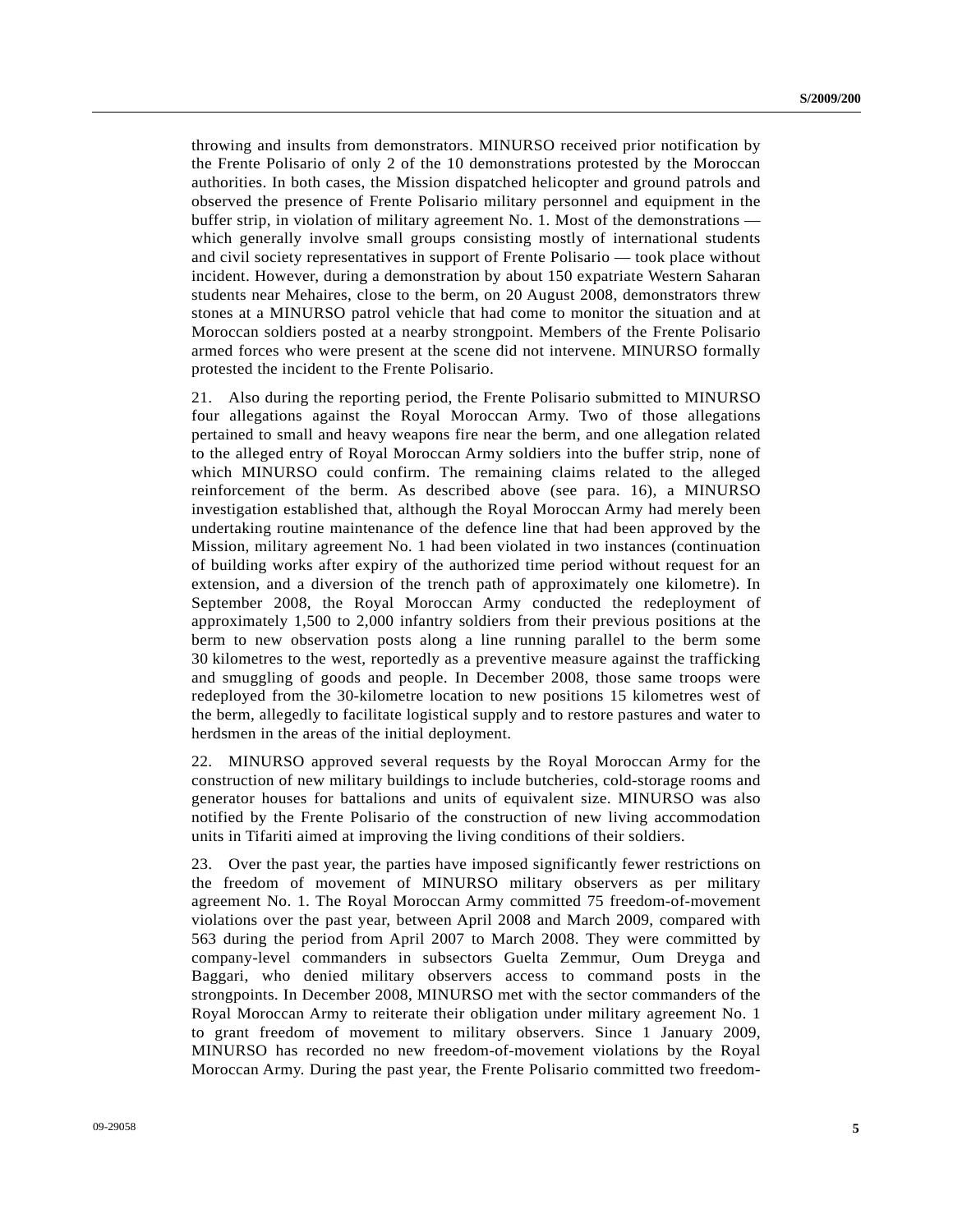throwing and insults from demonstrators. MINURSO received prior notification by the Frente Polisario of only 2 of the 10 demonstrations protested by the Moroccan authorities. In both cases, the Mission dispatched helicopter and ground patrols and observed the presence of Frente Polisario military personnel and equipment in the buffer strip, in violation of military agreement No. 1. Most of the demonstrations — which generally involve small groups consisting mostly of international students and civil society representatives in support of Frente Polisario — took place without incident. However, during a demonstration by about 150 expatriate Western Saharan students near Mehaires, close to the berm, on 20 August 2008, demonstrators threw stones at a MINURSO patrol vehicle that had come to monitor the situation and at Moroccan soldiers posted at a nearby strongpoint. Members of the Frente Polisario armed forces who were present at the scene did not intervene. MINURSO formally protested the incident to the Frente Polisario.

21. Also during the reporting period, the Frente Polisario submitted to MINURSO four allegations against the Royal Moroccan Army. Two of those allegations pertained to small and heavy weapons fire near the berm, and one allegation related to the alleged entry of Royal Moroccan Army soldiers into the buffer strip, none of which MINURSO could confirm. The remaining claims related to the alleged reinforcement of the berm. As described above (see para. 16), a MINURSO investigation established that, although the Royal Moroccan Army had merely been undertaking routine maintenance of the defence line that had been approved by the Mission, military agreement No. 1 had been violated in two instances (continuation of building works after expiry of the authorized time period without request for an extension, and a diversion of the trench path of approximately one kilometre). In September 2008, the Royal Moroccan Army conducted the redeployment of approximately 1,500 to 2,000 infantry soldiers from their previous positions at the berm to new observation posts along a line running parallel to the berm some 30 kilometres to the west, reportedly as a preventive measure against the trafficking and smuggling of goods and people. In December 2008, those same troops were redeployed from the 30-kilometre location to new positions 15 kilometres west of the berm, allegedly to facilitate logistical supply and to restore pastures and water to herdsmen in the areas of the initial deployment.

22. MINURSO approved several requests by the Royal Moroccan Army for the construction of new military buildings to include butcheries, cold-storage rooms and generator houses for battalions and units of equivalent size. MINURSO was also notified by the Frente Polisario of the construction of new living accommodation units in Tifariti aimed at improving the living conditions of their soldiers.

23. Over the past year, the parties have imposed significantly fewer restrictions on the freedom of movement of MINURSO military observers as per military agreement No. 1. The Royal Moroccan Army committed 75 freedom-of-movement violations over the past year, between April 2008 and March 2009, compared with 563 during the period from April 2007 to March 2008. They were committed by company-level commanders in subsectors Guelta Zemmur, Oum Dreyga and Baggari, who denied military observers access to command posts in the strongpoints. In December 2008, MINURSO met with the sector commanders of the Royal Moroccan Army to reiterate their obligation under military agreement No. 1 to grant freedom of movement to military observers. Since 1 January 2009, MINURSO has recorded no new freedom-of-movement violations by the Royal Moroccan Army. During the past year, the Frente Polisario committed two freedom-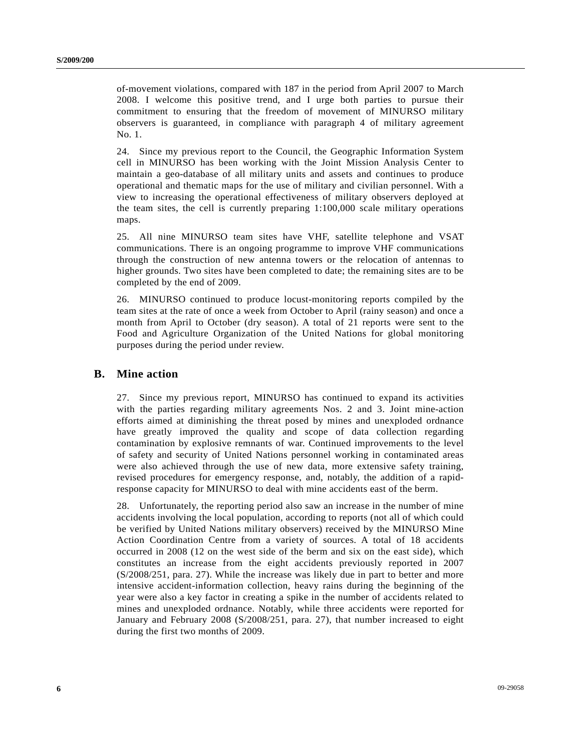of-movement violations, compared with 187 in the period from April 2007 to March 2008. I welcome this positive trend, and I urge both parties to pursue their commitment to ensuring that the freedom of movement of MINURSO military observers is guaranteed, in compliance with paragraph 4 of military agreement No. 1.

24. Since my previous report to the Council, the Geographic Information System cell in MINURSO has been working with the Joint Mission Analysis Center to maintain a geo-database of all military units and assets and continues to produce operational and thematic maps for the use of military and civilian personnel. With a view to increasing the operational effectiveness of military observers deployed at the team sites, the cell is currently preparing 1:100,000 scale military operations maps.

25. All nine MINURSO team sites have VHF, satellite telephone and VSAT communications. There is an ongoing programme to improve VHF communications through the construction of new antenna towers or the relocation of antennas to higher grounds. Two sites have been completed to date; the remaining sites are to be completed by the end of 2009.

26. MINURSO continued to produce locust-monitoring reports compiled by the team sites at the rate of once a week from October to April (rainy season) and once a month from April to October (dry season). A total of 21 reports were sent to the Food and Agriculture Organization of the United Nations for global monitoring purposes during the period under review.

## B. Mine action

27. Since my previous report, MINURSO has continued to expand its activities with the parties regarding military agreements Nos. 2 and 3. Joint mine-action efforts aimed at diminishing the threat posed by mines and unexploded ordnance have greatly improved the quality and scope of data collection regarding contamination by explosive remnants of war. Continued improvements to the level of safety and security of United Nations personnel working in contaminated areas were also achieved through the use of new data, more extensive safety training, revised procedures for emergency response, and, notably, the addition of a rapid-response capacity for MINURSO to deal with mine accidents east of the berm.

28. Unfortunately, the reporting period also saw an increase in the number of mine accidents involving the local population, according to reports (not all of which could be verified by United Nations military observers) received by the MINURSO Mine Action Coordination Centre from a variety of sources. A total of 18 accidents occurred in 2008 (12 on the west side of the berm and six on the east side), which constitutes an increase from the eight accidents previously reported in 2007 (S/2008/251, para. 27). While the increase was likely due in part to better and more intensive accident-information collection, heavy rains during the beginning of the year were also a key factor in creating a spike in the number of accidents related to mines and unexploded ordnance. Notably, while three accidents were reported for January and February 2008 (S/2008/251, para. 27), that number increased to eight during the first two months of 2009.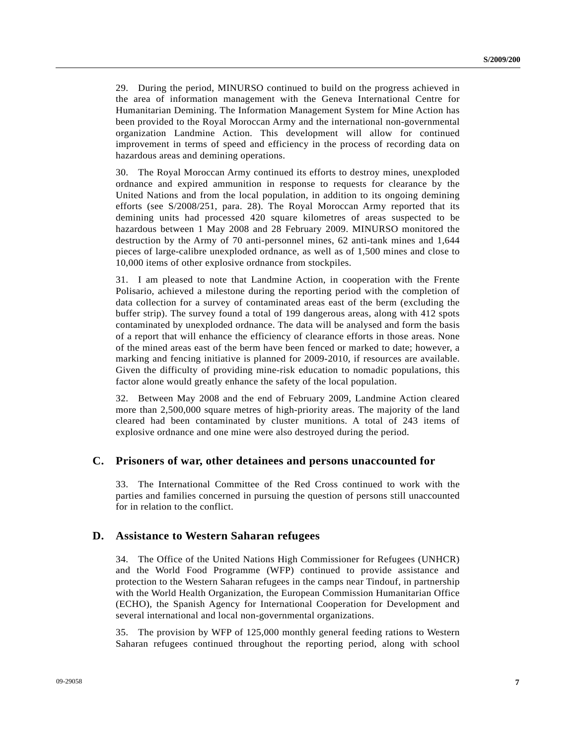29. During the period, MINURSO continued to build on the progress achieved in the area of information management with the Geneva International Centre for Humanitarian Demining. The Information Management System for Mine Action has been provided to the Royal Moroccan Army and the international non-governmental organization Landmine Action. This development will allow for continued improvement in terms of speed and efficiency in the process of recording data on hazardous areas and demining operations.

30. The Royal Moroccan Army continued its efforts to destroy mines, unexploded ordnance and expired ammunition in response to requests for clearance by the United Nations and from the local population, in addition to its ongoing demining efforts (see S/2008/251, para. 28). The Royal Moroccan Army reported that its demining units had processed 420 square kilometres of areas suspected to be hazardous between 1 May 2008 and 28 February 2009. MINURSO monitored the destruction by the Army of 70 anti-personnel mines, 62 anti-tank mines and 1,644 pieces of large-calibre unexploded ordnance, as well as of 1,500 mines and close to 10,000 items of other explosive ordnance from stockpiles.

31. I am pleased to note that Landmine Action, in cooperation with the Frente Polisario, achieved a milestone during the reporting period with the completion of data collection for a survey of contaminated areas east of the berm (excluding the buffer strip). The survey found a total of 199 dangerous areas, along with 412 spots contaminated by unexploded ordnance. The data will be analysed and form the basis of a report that will enhance the efficiency of clearance efforts in those areas. None of the mined areas east of the berm have been fenced or marked to date; however, a marking and fencing initiative is planned for 2009-2010, if resources are available. Given the difficulty of providing mine-risk education to nomadic populations, this factor alone would greatly enhance the safety of the local population.

32. Between May 2008 and the end of February 2009, Landmine Action cleared more than 2,500,000 square metres of high-priority areas. The majority of the land cleared had been contaminated by cluster munitions. A total of 243 items of explosive ordnance and one mine were also destroyed during the period.

## C. Prisoners of war, other detainees and persons unaccounted for

33. The International Committee of the Red Cross continued to work with the parties and families concerned in pursuing the question of persons still unaccounted for in relation to the conflict.

## D. Assistance to Western Saharan refugees

34. The Office of the United Nations High Commissioner for Refugees (UNHCR) and the World Food Programme (WFP) continued to provide assistance and protection to the Western Saharan refugees in the camps near Tindouf, in partnership with the World Health Organization, the European Commission Humanitarian Office (ECHO), the Spanish Agency for International Cooperation for Development and several international and local non-governmental organizations.

35. The provision by WFP of 125,000 monthly general feeding rations to Western Saharan refugees continued throughout the reporting period, along with school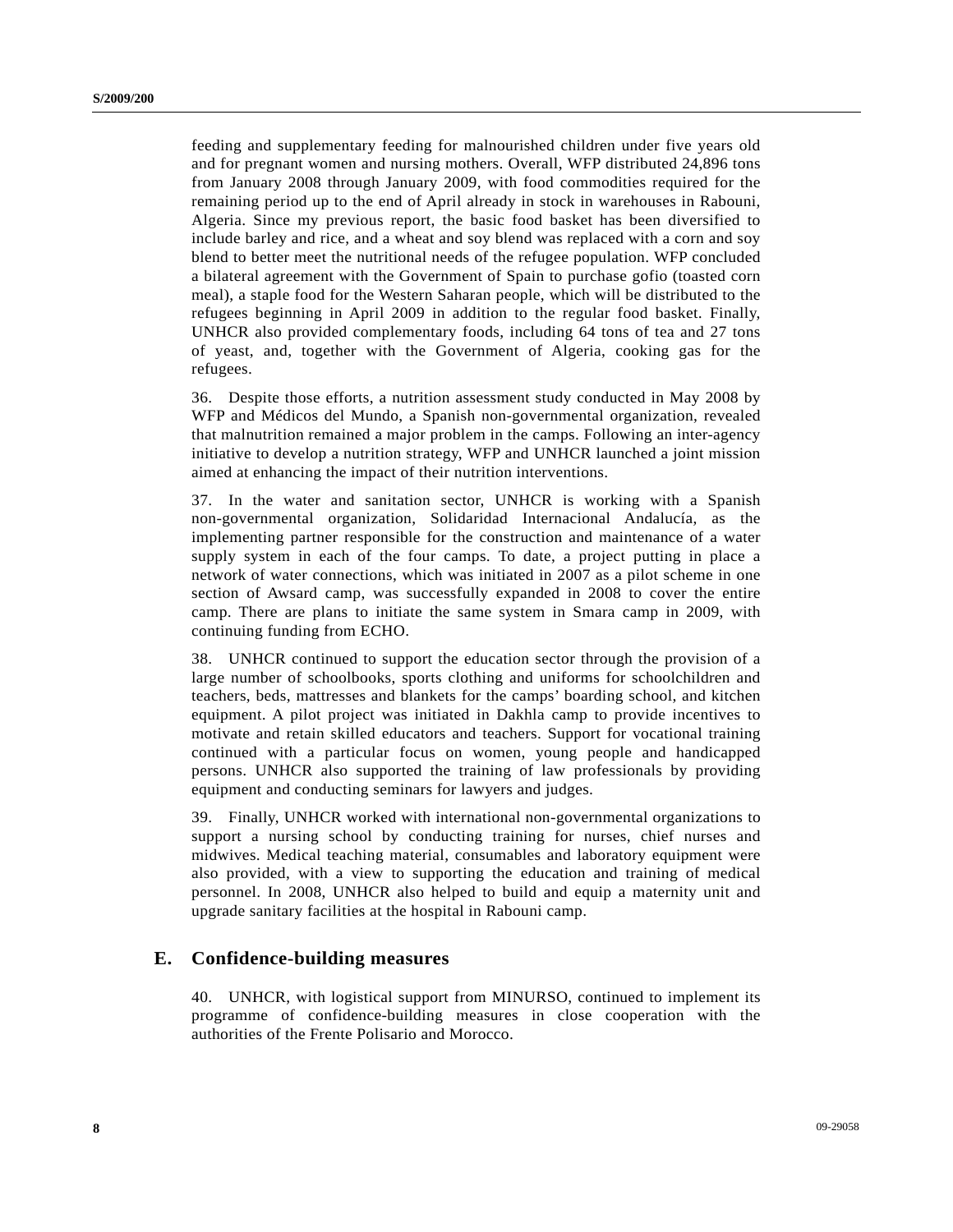feeding and supplementary feeding for malnourished children under five years old and for pregnant women and nursing mothers. Overall, WFP distributed 24,896 tons from January 2008 through January 2009, with food commodities required for the remaining period up to the end of April already in stock in warehouses in Rabouni, Algeria. Since my previous report, the basic food basket has been diversified to include barley and rice, and a wheat and soy blend was replaced with a corn and soy blend to better meet the nutritional needs of the refugee population. WFP concluded a bilateral agreement with the Government of Spain to purchase gofio (toasted corn meal), a staple food for the Western Saharan people, which will be distributed to the refugees beginning in April 2009 in addition to the regular food basket. Finally, UNHCR also provided complementary foods, including 64 tons of tea and 27 tons of yeast, and, together with the Government of Algeria, cooking gas for the refugees.

36. Despite those efforts, a nutrition assessment study conducted in May 2008 by WFP and Médicos del Mundo, a Spanish non-governmental organization, revealed that malnutrition remained a major problem in the camps. Following an inter-agency initiative to develop a nutrition strategy, WFP and UNHCR launched a joint mission aimed at enhancing the impact of their nutrition interventions.

37. In the water and sanitation sector, UNHCR is working with a Spanish non-governmental organization, Solidaridad Internacional Andalucía, as the implementing partner responsible for the construction and maintenance of a water supply system in each of the four camps. To date, a project putting in place a network of water connections, which was initiated in 2007 as a pilot scheme in one section of Awsard camp, was successfully expanded in 2008 to cover the entire camp. There are plans to initiate the same system in Smara camp in 2009, with continuing funding from ECHO.

38. UNHCR continued to support the education sector through the provision of a large number of schoolbooks, sports clothing and uniforms for schoolchildren and teachers, beds, mattresses and blankets for the camps' boarding school, and kitchen equipment. A pilot project was initiated in Dakhla camp to provide incentives to motivate and retain skilled educators and teachers. Support for vocational training continued with a particular focus on women, young people and handicapped persons. UNHCR also supported the training of law professionals by providing equipment and conducting seminars for lawyers and judges.

39. Finally, UNHCR worked with international non-governmental organizations to support a nursing school by conducting training for nurses, chief nurses and midwives. Medical teaching material, consumables and laboratory equipment were also provided, with a view to supporting the education and training of medical personnel. In 2008, UNHCR also helped to build and equip a maternity unit and upgrade sanitary facilities at the hospital in Rabouni camp.

## E. Confidence-building measures

40. UNHCR, with logistical support from MINURSO, continued to implement its programme of confidence-building measures in close cooperation with the authorities of the Frente Polisario and Morocco.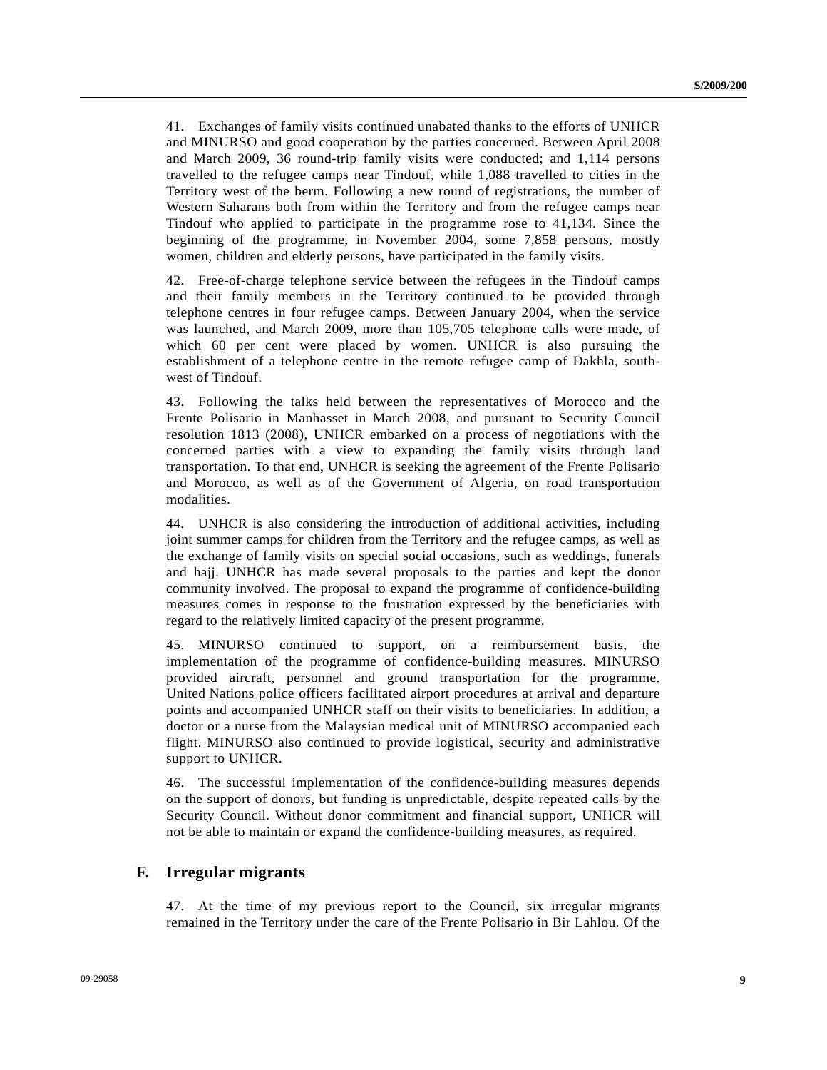41. Exchanges of family visits continued unabated thanks to the efforts of UNHCR and MINURSO and good cooperation by the parties concerned. Between April 2008 and March 2009, 36 round-trip family visits were conducted; and 1,114 persons travelled to the refugee camps near Tindouf, while 1,088 travelled to cities in the Territory west of the berm. Following a new round of registrations, the number of Western Saharans both from within the Territory and from the refugee camps near Tindouf who applied to participate in the programme rose to 41,134. Since the beginning of the programme, in November 2004, some 7,858 persons, mostly women, children and elderly persons, have participated in the family visits.

42. Free-of-charge telephone service between the refugees in the Tindouf camps and their family members in the Territory continued to be provided through telephone centres in four refugee camps. Between January 2004, when the service was launched, and March 2009, more than 105,705 telephone calls were made, of which 60 per cent were placed by women. UNHCR is also pursuing the establishment of a telephone centre in the remote refugee camp of Dakhla, south-west of Tindouf.

43. Following the talks held between the representatives of Morocco and the Frente Polisario in Manhasset in March 2008, and pursuant to Security Council resolution 1813 (2008), UNHCR embarked on a process of negotiations with the concerned parties with a view to expanding the family visits through land transportation. To that end, UNHCR is seeking the agreement of the Frente Polisario and Morocco, as well as of the Government of Algeria, on road transportation modalities.

44. UNHCR is also considering the introduction of additional activities, including joint summer camps for children from the Territory and the refugee camps, as well as the exchange of family visits on special social occasions, such as weddings, funerals and hajj. UNHCR has made several proposals to the parties and kept the donor community involved. The proposal to expand the programme of confidence-building measures comes in response to the frustration expressed by the beneficiaries with regard to the relatively limited capacity of the present programme.

45. MINURSO continued to support, on a reimbursement basis, the implementation of the programme of confidence-building measures. MINURSO provided aircraft, personnel and ground transportation for the programme. United Nations police officers facilitated airport procedures at arrival and departure points and accompanied UNHCR staff on their visits to beneficiaries. In addition, a doctor or a nurse from the Malaysian medical unit of MINURSO accompanied each flight. MINURSO also continued to provide logistical, security and administrative support to UNHCR.

46. The successful implementation of the confidence-building measures depends on the support of donors, but funding is unpredictable, despite repeated calls by the Security Council. Without donor commitment and financial support, UNHCR will not be able to maintain or expand the confidence-building measures, as required.

## F. Irregular migrants

47. At the time of my previous report to the Council, six irregular migrants remained in the Territory under the care of the Frente Polisario in Bir Lahlou. Of the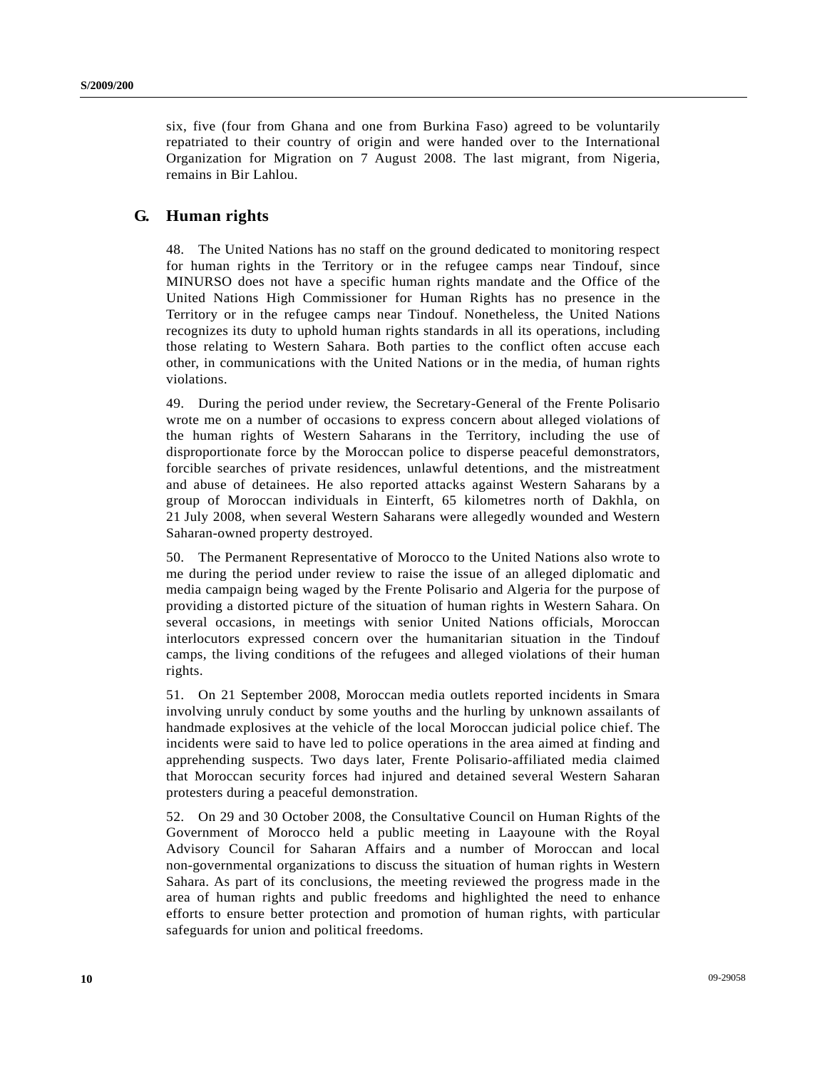six, five (four from Ghana and one from Burkina Faso) agreed to be voluntarily repatriated to their country of origin and were handed over to the International Organization for Migration on 7 August 2008. The last migrant, from Nigeria, remains in Bir Lahlou.

## G. Human rights

48. The United Nations has no staff on the ground dedicated to monitoring respect for human rights in the Territory or in the refugee camps near Tindouf, since MINURSO does not have a specific human rights mandate and the Office of the United Nations High Commissioner for Human Rights has no presence in the Territory or in the refugee camps near Tindouf. Nonetheless, the United Nations recognizes its duty to uphold human rights standards in all its operations, including those relating to Western Sahara. Both parties to the conflict often accuse each other, in communications with the United Nations or in the media, of human rights violations.

49. During the period under review, the Secretary-General of the Frente Polisario wrote me on a number of occasions to express concern about alleged violations of the human rights of Western Saharans in the Territory, including the use of disproportionate force by the Moroccan police to disperse peaceful demonstrators, forcible searches of private residences, unlawful detentions, and the mistreatment and abuse of detainees. He also reported attacks against Western Saharans by a group of Moroccan individuals in Einterft, 65 kilometres north of Dakhla, on 21 July 2008, when several Western Saharans were allegedly wounded and Western Saharan-owned property destroyed.

50. The Permanent Representative of Morocco to the United Nations also wrote to me during the period under review to raise the issue of an alleged diplomatic and media campaign being waged by the Frente Polisario and Algeria for the purpose of providing a distorted picture of the situation of human rights in Western Sahara. On several occasions, in meetings with senior United Nations officials, Moroccan interlocutors expressed concern over the humanitarian situation in the Tindouf camps, the living conditions of the refugees and alleged violations of their human rights.

51. On 21 September 2008, Moroccan media outlets reported incidents in Smara involving unruly conduct by some youths and the hurling by unknown assailants of handmade explosives at the vehicle of the local Moroccan judicial police chief. The incidents were said to have led to police operations in the area aimed at finding and apprehending suspects. Two days later, Frente Polisario-affiliated media claimed that Moroccan security forces had injured and detained several Western Saharan protesters during a peaceful demonstration.

52. On 29 and 30 October 2008, the Consultative Council on Human Rights of the Government of Morocco held a public meeting in Laayoune with the Royal Advisory Council for Saharan Affairs and a number of Moroccan and local non-governmental organizations to discuss the situation of human rights in Western Sahara. As part of its conclusions, the meeting reviewed the progress made in the area of human rights and public freedoms and highlighted the need to enhance efforts to ensure better protection and promotion of human rights, with particular safeguards for union and political freedoms.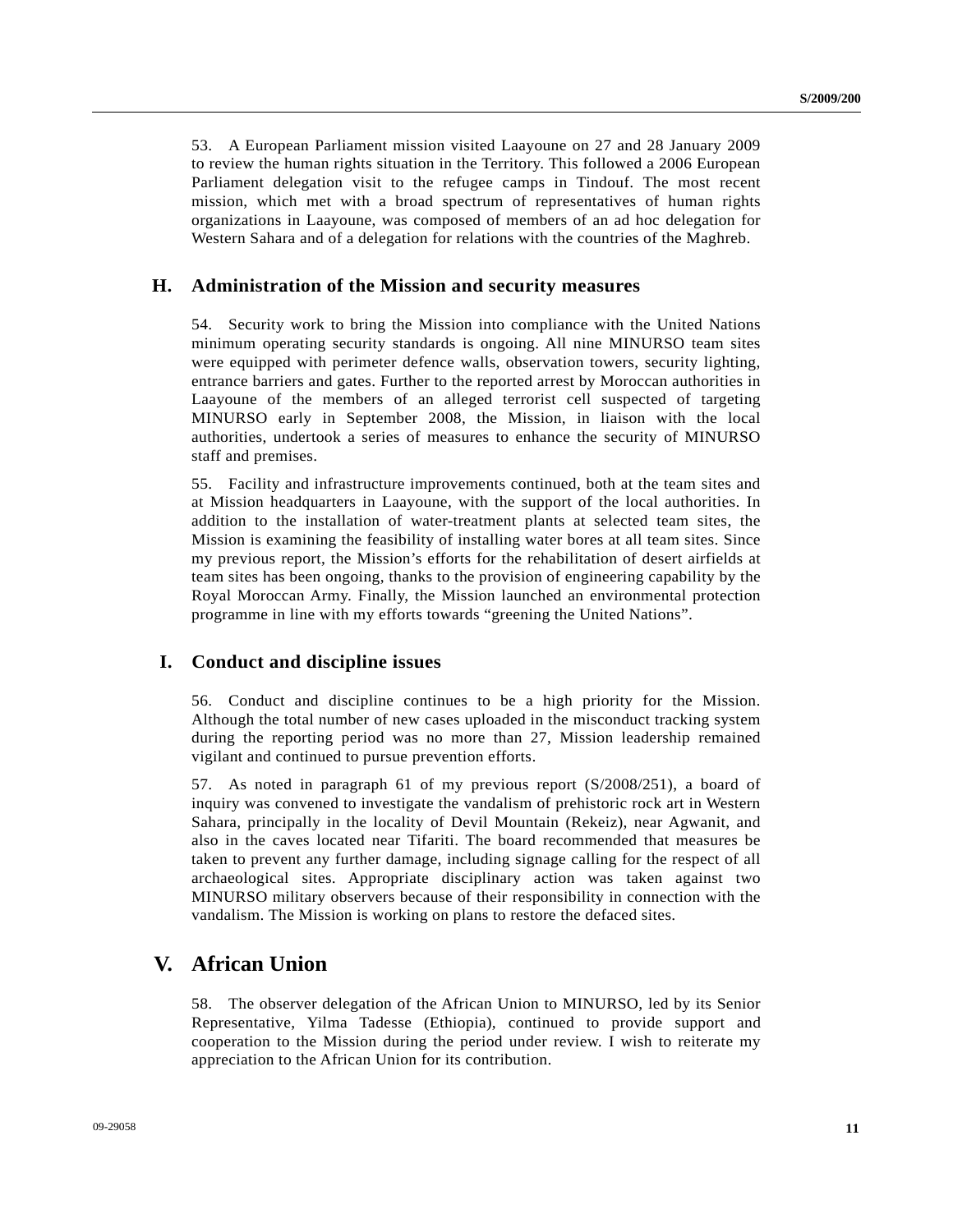53. A European Parliament mission visited Laayoune on 27 and 28 January 2009 to review the human rights situation in the Territory. This followed a 2006 European Parliament delegation visit to the refugee camps in Tindouf. The most recent mission, which met with a broad spectrum of representatives of human rights organizations in Laayoune, was composed of members of an ad hoc delegation for Western Sahara and of a delegation for relations with the countries of the Maghreb.

### H. Administration of the Mission and security measures

54. Security work to bring the Mission into compliance with the United Nations minimum operating security standards is ongoing. All nine MINURSO team sites were equipped with perimeter defence walls, observation towers, security lighting, entrance barriers and gates. Further to the reported arrest by Moroccan authorities in Laayoune of the members of an alleged terrorist cell suspected of targeting MINURSO early in September 2008, the Mission, in liaison with the local authorities, undertook a series of measures to enhance the security of MINURSO staff and premises.

55. Facility and infrastructure improvements continued, both at the team sites and at Mission headquarters in Laayoune, with the support of the local authorities. In addition to the installation of water-treatment plants at selected team sites, the Mission is examining the feasibility of installing water bores at all team sites. Since my previous report, the Mission's efforts for the rehabilitation of desert airfields at team sites has been ongoing, thanks to the provision of engineering capability by the Royal Moroccan Army. Finally, the Mission launched an environmental protection programme in line with my efforts towards "greening the United Nations".

### I. Conduct and discipline issues

56. Conduct and discipline continues to be a high priority for the Mission. Although the total number of new cases uploaded in the misconduct tracking system during the reporting period was no more than 27, Mission leadership remained vigilant and continued to pursue prevention efforts.

57. As noted in paragraph 61 of my previous report (S/2008/251), a board of inquiry was convened to investigate the vandalism of prehistoric rock art in Western Sahara, principally in the locality of Devil Mountain (Rekeiz), near Agwanit, and also in the caves located near Tifariti. The board recommended that measures be taken to prevent any further damage, including signage calling for the respect of all archaeological sites. Appropriate disciplinary action was taken against two MINURSO military observers because of their responsibility in connection with the vandalism. The Mission is working on plans to restore the defaced sites.

## V. African Union

58. The observer delegation of the African Union to MINURSO, led by its Senior Representative, Yilma Tadesse (Ethiopia), continued to provide support and cooperation to the Mission during the period under review. I wish to reiterate my appreciation to the African Union for its contribution.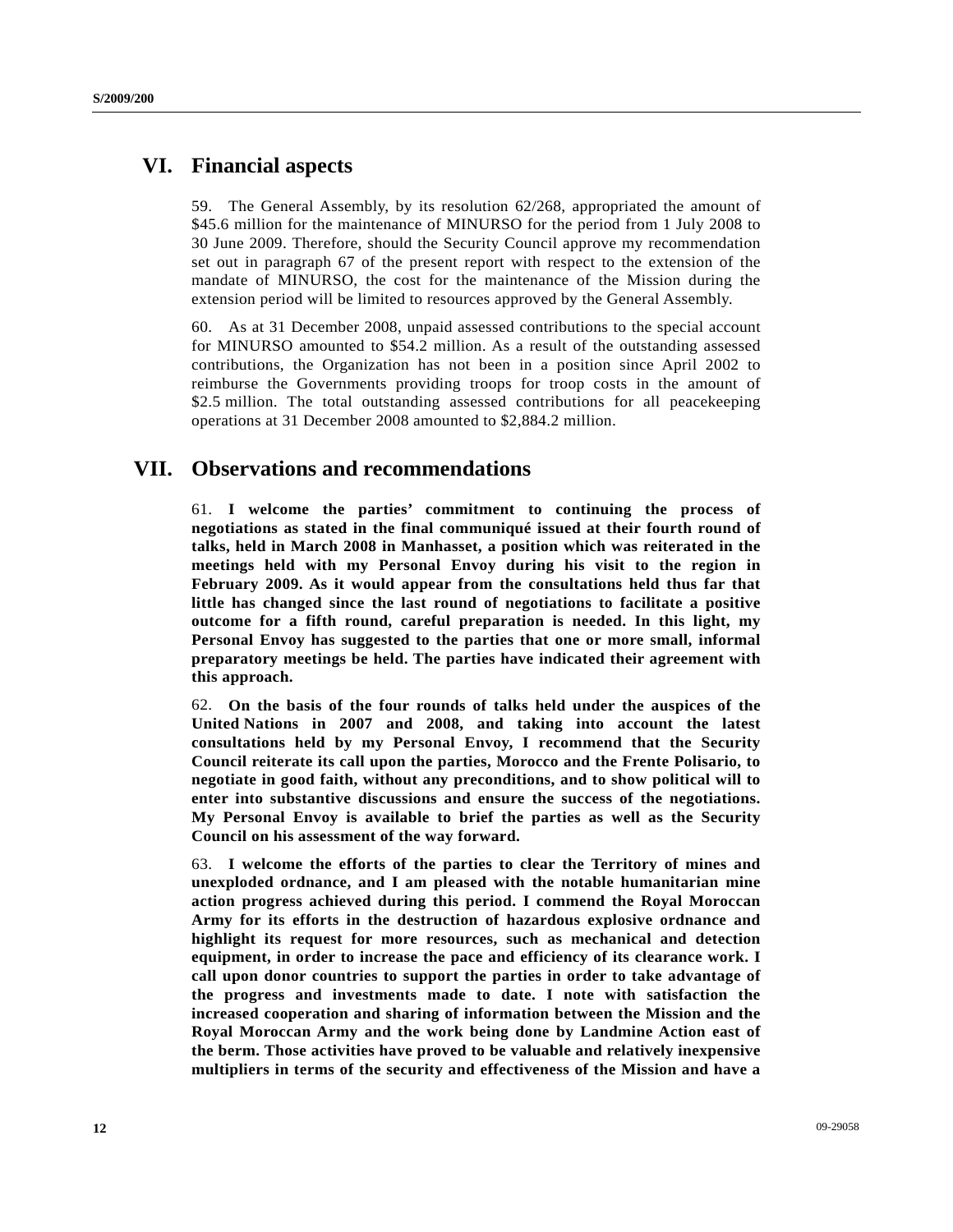## VI. Financial aspects

59. The General Assembly, by its resolution 62/268, appropriated the amount of \$45.6 million for the maintenance of MINURSO for the period from 1 July 2008 to 30 June 2009. Therefore, should the Security Council approve my recommendation set out in paragraph 67 of the present report with respect to the extension of the mandate of MINURSO, the cost for the maintenance of the Mission during the extension period will be limited to resources approved by the General Assembly.

60. As at 31 December 2008, unpaid assessed contributions to the special account for MINURSO amounted to \$54.2 million. As a result of the outstanding assessed contributions, the Organization has not been in a position since April 2002 to reimburse the Governments providing troops for troop costs in the amount of \$2.5 million. The total outstanding assessed contributions for all peacekeeping operations at 31 December 2008 amounted to \$2,884.2 million.

## VII. Observations and recommendations

61. **I welcome the parties' commitment to continuing the process of negotiations as stated in the final communiqué issued at their fourth round of talks, held in March 2008 in Manhasset, a position which was reiterated in the meetings held with my Personal Envoy during his visit to the region in February 2009. As it would appear from the consultations held thus far that little has changed since the last round of negotiations to facilitate a positive outcome for a fifth round, careful preparation is needed. In this light, my Personal Envoy has suggested to the parties that one or more small, informal preparatory meetings be held. The parties have indicated their agreement with this approach.**

62. **On the basis of the four rounds of talks held under the auspices of the United Nations in 2007 and 2008, and taking into account the latest consultations held by my Personal Envoy, I recommend that the Security Council reiterate its call upon the parties, Morocco and the Frente Polisario, to negotiate in good faith, without any preconditions, and to show political will to enter into substantive discussions and ensure the success of the negotiations. My Personal Envoy is available to brief the parties as well as the Security Council on his assessment of the way forward.**

63. **I welcome the efforts of the parties to clear the Territory of mines and unexploded ordnance, and I am pleased with the notable humanitarian mine action progress achieved during this period. I commend the Royal Moroccan Army for its efforts in the destruction of hazardous explosive ordnance and highlight its request for more resources, such as mechanical and detection equipment, in order to increase the pace and efficiency of its clearance work. I call upon donor countries to support the parties in order to take advantage of the progress and investments made to date. I note with satisfaction the increased cooperation and sharing of information between the Mission and the Royal Moroccan Army and the work being done by Landmine Action east of the berm. Those activities have proved to be valuable and relatively inexpensive multipliers in terms of the security and effectiveness of the Mission and have a**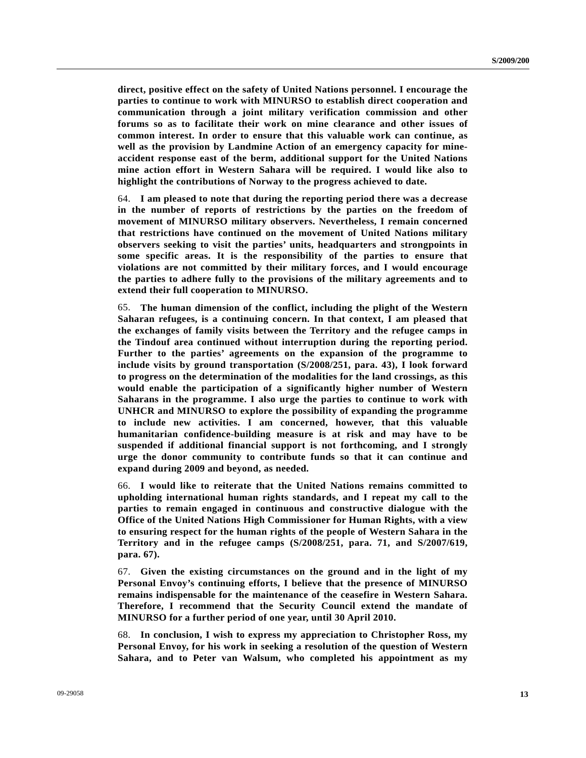**direct, positive effect on the safety of United Nations personnel. I encourage the parties to continue to work with MINURSO to establish direct cooperation and communication through a joint military verification commission and other forums so as to facilitate their work on mine clearance and other issues of common interest. In order to ensure that this valuable work can continue, as well as the provision by Landmine Action of an emergency capacity for mine-accident response east of the berm, additional support for the United Nations mine action effort in Western Sahara will be required. I would like also to highlight the contributions of Norway to the progress achieved to date.**

64. **I am pleased to note that during the reporting period there was a decrease in the number of reports of restrictions by the parties on the freedom of movement of MINURSO military observers. Nevertheless, I remain concerned that restrictions have continued on the movement of United Nations military observers seeking to visit the parties' units, headquarters and strongpoints in some specific areas. It is the responsibility of the parties to ensure that violations are not committed by their military forces, and I would encourage the parties to adhere fully to the provisions of the military agreements and to extend their full cooperation to MINURSO.**

65. **The human dimension of the conflict, including the plight of the Western Saharan refugees, is a continuing concern. In that context, I am pleased that the exchanges of family visits between the Territory and the refugee camps in the Tindouf area continued without interruption during the reporting period. Further to the parties' agreements on the expansion of the programme to include visits by ground transportation (S/2008/251, para. 43), I look forward to progress on the determination of the modalities for the land crossings, as this would enable the participation of a significantly higher number of Western Saharans in the programme. I also urge the parties to continue to work with UNHCR and MINURSO to explore the possibility of expanding the programme to include new activities. I am concerned, however, that this valuable humanitarian confidence-building measure is at risk and may have to be suspended if additional financial support is not forthcoming, and I strongly urge the donor community to contribute funds so that it can continue and expand during 2009 and beyond, as needed.**

66. **I would like to reiterate that the United Nations remains committed to upholding international human rights standards, and I repeat my call to the parties to remain engaged in continuous and constructive dialogue with the Office of the United Nations High Commissioner for Human Rights, with a view to ensuring respect for the human rights of the people of Western Sahara in the Territory and in the refugee camps (S/2008/251, para. 71, and S/2007/619, para. 67).**

67. **Given the existing circumstances on the ground and in the light of my Personal Envoy's continuing efforts, I believe that the presence of MINURSO remains indispensable for the maintenance of the ceasefire in Western Sahara. Therefore, I recommend that the Security Council extend the mandate of MINURSO for a further period of one year, until 30 April 2010.**

68. **In conclusion, I wish to express my appreciation to Christopher Ross, my Personal Envoy, for his work in seeking a resolution of the question of Western Sahara, and to Peter van Walsum, who completed his appointment as my**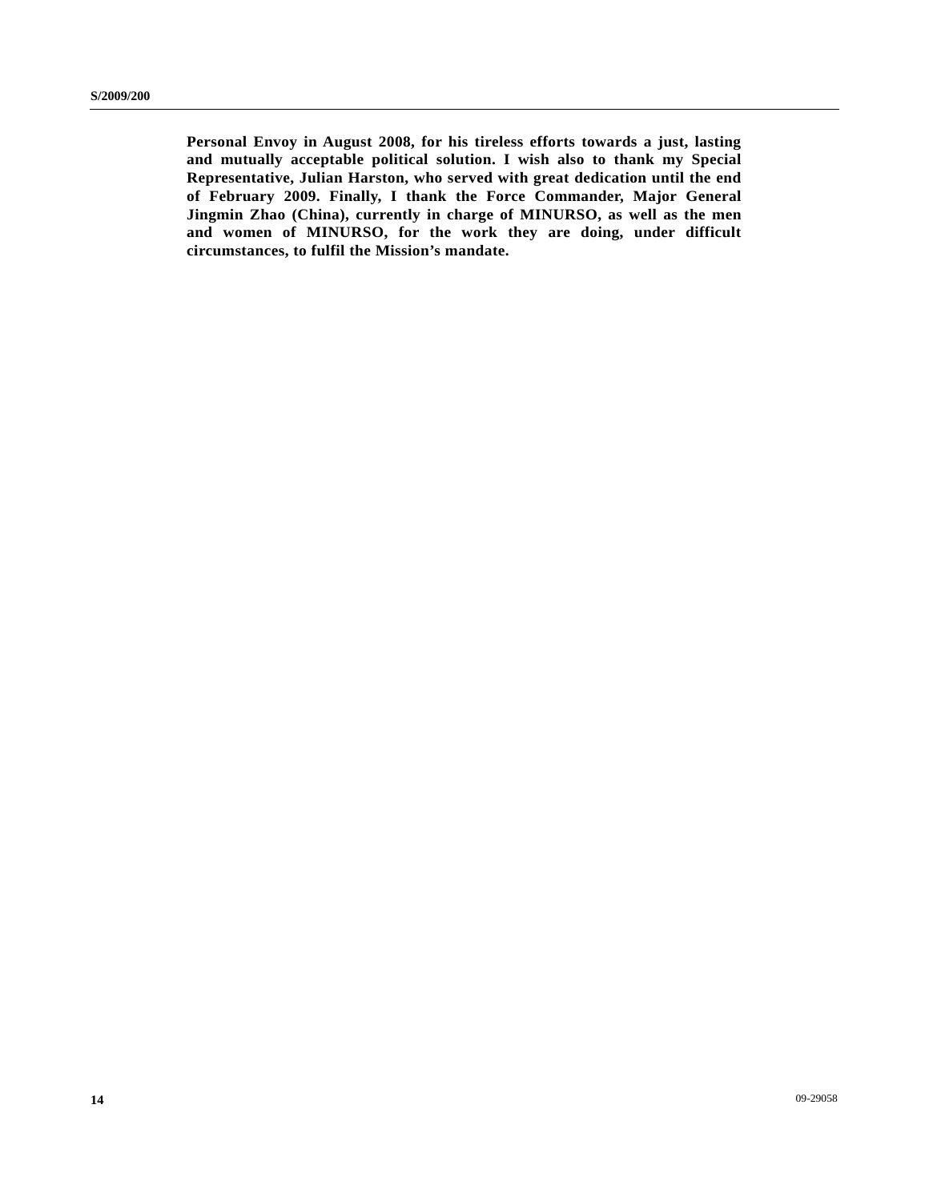**Personal Envoy in August 2008, for his tireless efforts towards a just, lasting and mutually acceptable political solution. I wish also to thank my Special Representative, Julian Harston, who served with great dedication until the end of February 2009. Finally, I thank the Force Commander, Major General Jingmin Zhao (China), currently in charge of MINURSO, as well as the men and women of MINURSO, for the work they are doing, under difficult circumstances, to fulfil the Mission's mandate.**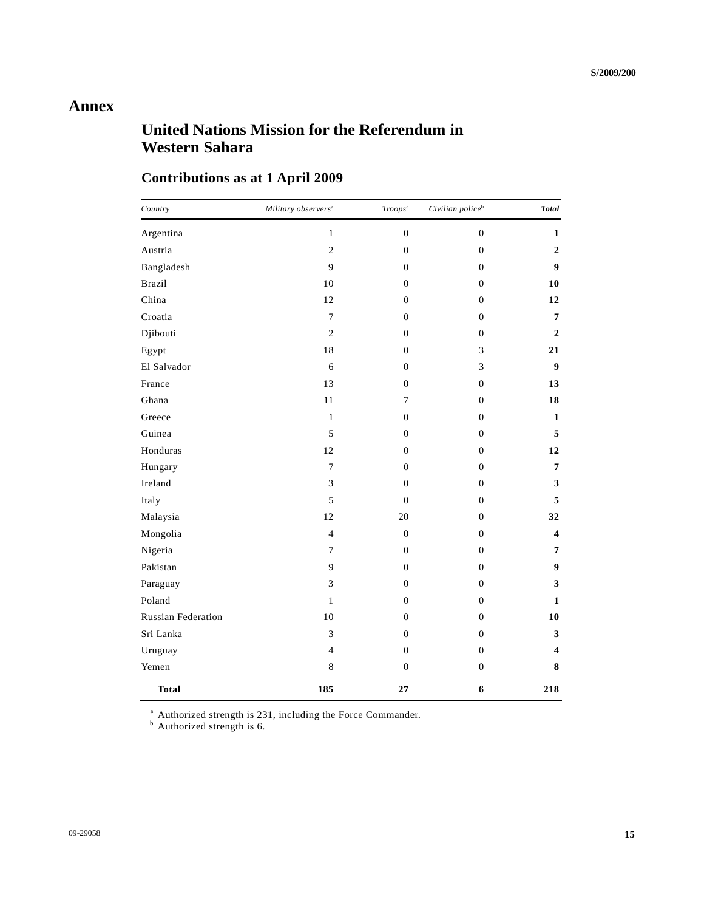# Annex

## United Nations Mission for the Referendum in Western Sahara

### Contributions as at 1 April 2009

| *Country* | *Military observers*[a] | *Troops*[a] | *Civilian police*[b] | ***Total*** |
|---|---|---|---|---|
| Argentina | 1 | 0 | 0 | **1** |
| Austria | 2 | 0 | 0 | **2** |
| Bangladesh | 9 | 0 | 0 | **9** |
| Brazil | 10 | 0 | 0 | **10** |
| China | 12 | 0 | 0 | **12** |
| Croatia | 7 | 0 | 0 | **7** |
| Djibouti | 2 | 0 | 0 | **2** |
| Egypt | 18 | 0 | 3 | **21** |
| El Salvador | 6 | 0 | 3 | **9** |
| France | 13 | 0 | 0 | **13** |
| Ghana | 11 | 7 | 0 | **18** |
| Greece | 1 | 0 | 0 | **1** |
| Guinea | 5 | 0 | 0 | **5** |
| Honduras | 12 | 0 | 0 | **12** |
| Hungary | 7 | 0 | 0 | **7** |
| Ireland | 3 | 0 | 0 | **3** |
| Italy | 5 | 0 | 0 | **5** |
| Malaysia | 12 | 20 | 0 | **32** |
| Mongolia | 4 | 0 | 0 | **4** |
| Nigeria | 7 | 0 | 0 | **7** |
| Pakistan | 9 | 0 | 0 | **9** |
| Paraguay | 3 | 0 | 0 | **3** |
| Poland | 1 | 0 | 0 | **1** |
| Russian Federation | 10 | 0 | 0 | **10** |
| Sri Lanka | 3 | 0 | 0 | **3** |
| Uruguay | 4 | 0 | 0 | **4** |
| Yemen | 8 | 0 | 0 | **8** |
| **Total** | **185** | **27** | **6** | **218** |

[a] Authorized strength is 231, including the Force Commander.
[b] Authorized strength is 6.